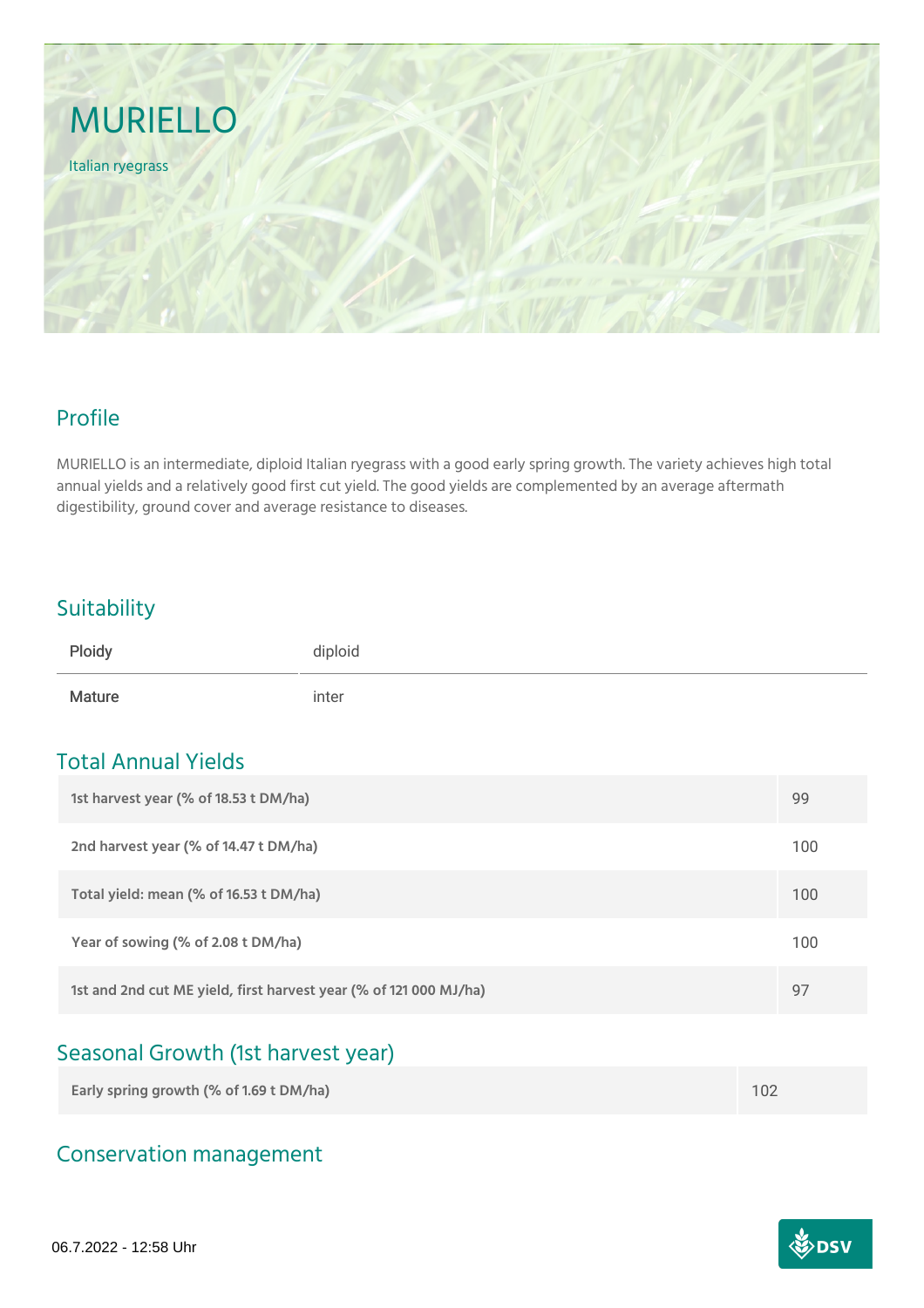# MURIELLO

Italian ryegrass

## Profile

MURIELLO is an intermediate, diploid Italian ryegrass with a good early spring growth. The variety achieves high total annual yields and a relatively good first cut yield. The good yields are complemented by an average aftermath digestibility, ground cover and average resistance to diseases.

## Suitability

| Ploidy | diploid |
|---|---|
| Mature | inter |

## Total Annual Yields

| | |
|---|---|
| **1st harvest year (% of 18.53 t DM/ha)** | 99 |
| **2nd harvest year (% of 14.47 t DM/ha)** | 100 |
| **Total yield: mean (% of 16.53 t DM/ha)** | 100 |
| **Year of sowing (% of 2.08 t DM/ha)** | 100 |
| **1st and 2nd cut ME yield, first harvest year (% of 121 000 MJ/ha)** | 97 |

## Seasonal Growth (1st harvest year)

| | |
|---|---|
| **Early spring growth (% of 1.69 t DM/ha)** | 102 |

## Conservation management

06.7.2022 - 12:58 Uhr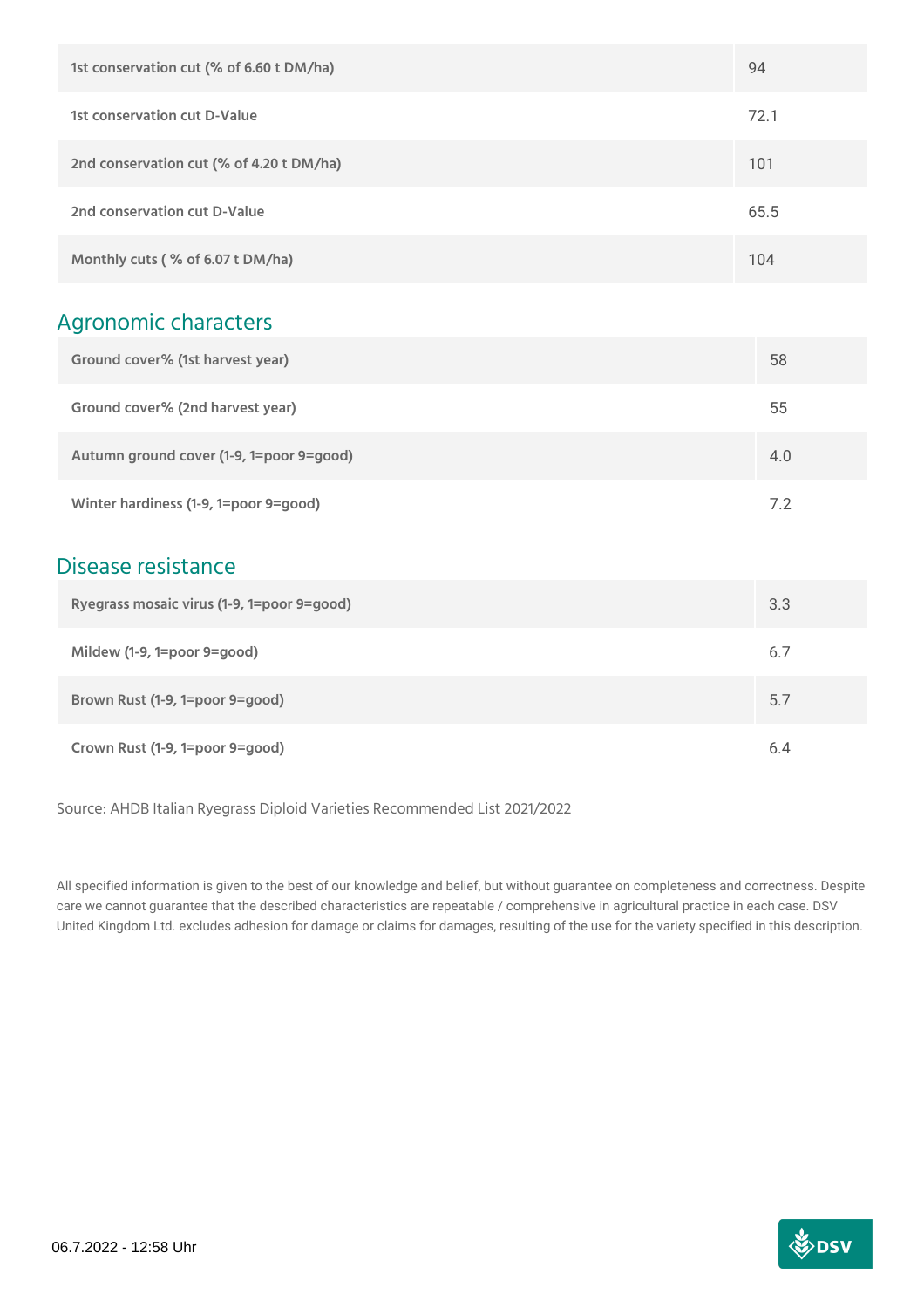| | |
|---|---|
| 1st conservation cut (% of 6.60 t DM/ha) | 94 |
| 1st conservation cut D-Value | 72.1 |
| 2nd conservation cut (% of 4.20 t DM/ha) | 101 |
| 2nd conservation cut D-Value | 65.5 |
| Monthly cuts ( % of 6.07 t DM/ha) | 104 |

## Agronomic characters

| | |
|---|---|
| Ground cover% (1st harvest year) | 58 |
| Ground cover% (2nd harvest year) | 55 |
| Autumn ground cover (1-9, 1=poor 9=good) | 4.0 |
| Winter hardiness (1-9, 1=poor 9=good) | 7.2 |

## Disease resistance

| | |
|---|---|
| Ryegrass mosaic virus (1-9, 1=poor 9=good) | 3.3 |
| Mildew (1-9, 1=poor 9=good) | 6.7 |
| Brown Rust (1-9, 1=poor 9=good) | 5.7 |
| Crown Rust (1-9, 1=poor 9=good) | 6.4 |

Source: AHDB Italian Ryegrass Diploid Varieties Recommended List 2021/2022

All specified information is given to the best of our knowledge and belief, but without guarantee on completeness and correctness. Despite care we cannot guarantee that the described characteristics are repeatable / comprehensive in agricultural practice in each case. DSV United Kingdom Ltd. excludes adhesion for damage or claims for damages, resulting of the use for the variety specified in this description.

06.7.2022 - 12:58 Uhr